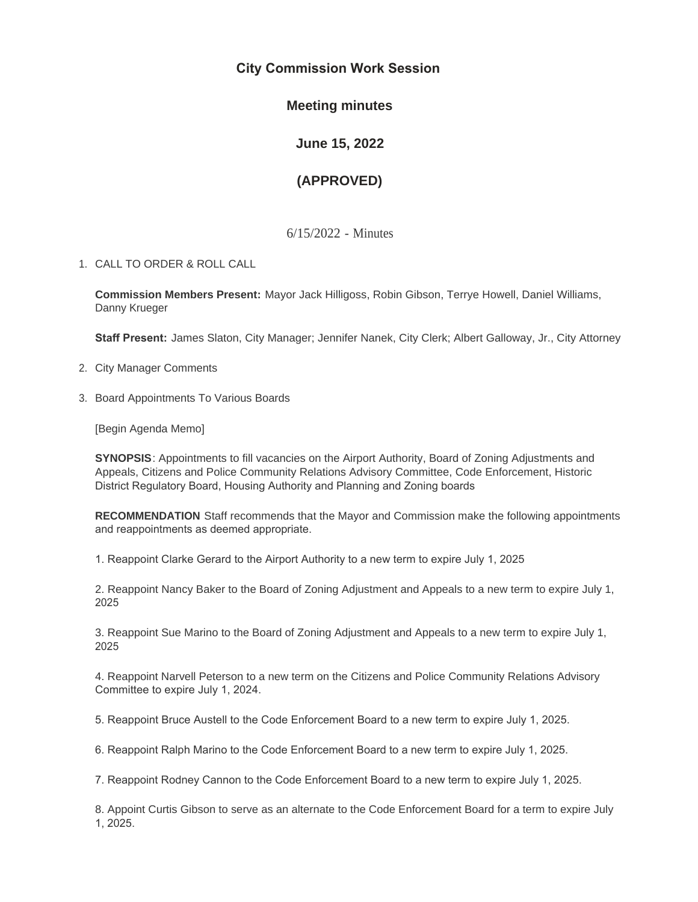# City Commission Work Session

## Meeting minutes

## June 15, 2022

## (APPROVED)

6/15/2022 - Minutes

1. CALL TO ORDER & ROLL CALL

   **Commission Members Present:** Mayor Jack Hilligoss, Robin Gibson, Terrye Howell, Daniel Williams, Danny Krueger

   **Staff Present:** James Slaton, City Manager; Jennifer Nanek, City Clerk; Albert Galloway, Jr., City Attorney

2. City Manager Comments

3. Board Appointments To Various Boards

   [Begin Agenda Memo]

   **SYNOPSIS**: Appointments to fill vacancies on the Airport Authority, Board of Zoning Adjustments and Appeals, Citizens and Police Community Relations Advisory Committee, Code Enforcement, Historic District Regulatory Board, Housing Authority and Planning and Zoning boards

   **RECOMMENDATION** Staff recommends that the Mayor and Commission make the following appointments and reappointments as deemed appropriate.

   1. Reappoint Clarke Gerard to the Airport Authority to a new term to expire July 1, 2025

   2. Reappoint Nancy Baker to the Board of Zoning Adjustment and Appeals to a new term to expire July 1, 2025

   3. Reappoint Sue Marino to the Board of Zoning Adjustment and Appeals to a new term to expire July 1, 2025

   4. Reappoint Narvell Peterson to a new term on the Citizens and Police Community Relations Advisory Committee to expire July 1, 2024.

   5. Reappoint Bruce Austell to the Code Enforcement Board to a new term to expire July 1, 2025.

   6. Reappoint Ralph Marino to the Code Enforcement Board to a new term to expire July 1, 2025.

   7. Reappoint Rodney Cannon to the Code Enforcement Board to a new term to expire July 1, 2025.

   8. Appoint Curtis Gibson to serve as an alternate to the Code Enforcement Board for a term to expire July 1, 2025.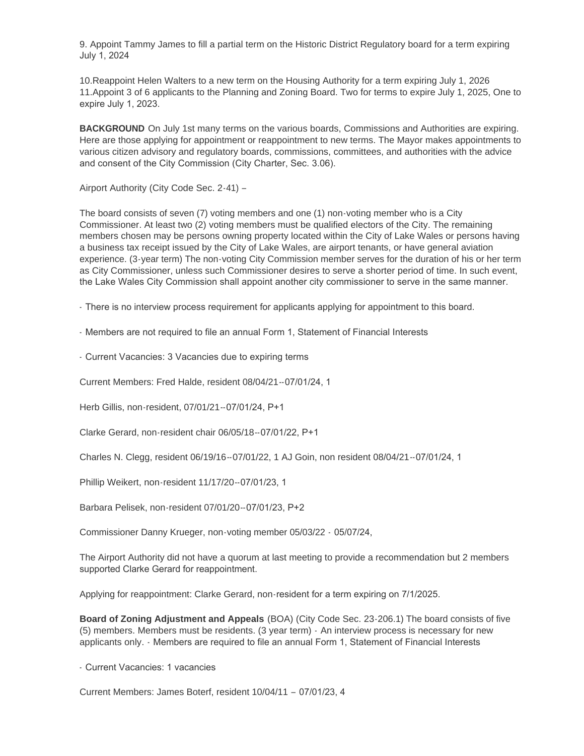9. Appoint Tammy James to fill a partial term on the Historic District Regulatory board for a term expiring July 1, 2024

10.Reappoint Helen Walters to a new term on the Housing Authority for a term expiring July 1, 2026
11.Appoint 3 of 6 applicants to the Planning and Zoning Board. Two for terms to expire July 1, 2025, One to expire July 1, 2023.

**BACKGROUND** On July 1st many terms on the various boards, Commissions and Authorities are expiring. Here are those applying for appointment or reappointment to new terms. The Mayor makes appointments to various citizen advisory and regulatory boards, commissions, committees, and authorities with the advice and consent of the City Commission (City Charter, Sec. 3.06).

Airport Authority (City Code Sec. 2-41) –

The board consists of seven (7) voting members and one (1) non-voting member who is a City Commissioner. At least two (2) voting members must be qualified electors of the City. The remaining members chosen may be persons owning property located within the City of Lake Wales or persons having a business tax receipt issued by the City of Lake Wales, are airport tenants, or have general aviation experience. (3-year term) The non-voting City Commission member serves for the duration of his or her term as City Commissioner, unless such Commissioner desires to serve a shorter period of time. In such event, the Lake Wales City Commission shall appoint another city commissioner to serve in the same manner.

- There is no interview process requirement for applicants applying for appointment to this board.

- Members are not required to file an annual Form 1, Statement of Financial Interests

- Current Vacancies: 3 Vacancies due to expiring terms

Current Members: Fred Halde, resident 08/04/21--07/01/24, 1

Herb Gillis, non-resident, 07/01/21--07/01/24, P+1

Clarke Gerard, non-resident chair 06/05/18--07/01/22, P+1

Charles N. Clegg, resident 06/19/16--07/01/22, 1 AJ Goin, non resident 08/04/21--07/01/24, 1

Phillip Weikert, non-resident 11/17/20--07/01/23, 1

Barbara Pelisek, non-resident 07/01/20--07/01/23, P+2

Commissioner Danny Krueger, non-voting member 05/03/22 - 05/07/24,

The Airport Authority did not have a quorum at last meeting to provide a recommendation but 2 members supported Clarke Gerard for reappointment.

Applying for reappointment: Clarke Gerard, non-resident for a term expiring on 7/1/2025.

**Board of Zoning Adjustment and Appeals** (BOA) (City Code Sec. 23-206.1) The board consists of five (5) members. Members must be residents. (3 year term) - An interview process is necessary for new applicants only. - Members are required to file an annual Form 1, Statement of Financial Interests

- Current Vacancies: 1 vacancies

Current Members: James Boterf, resident 10/04/11 – 07/01/23, 4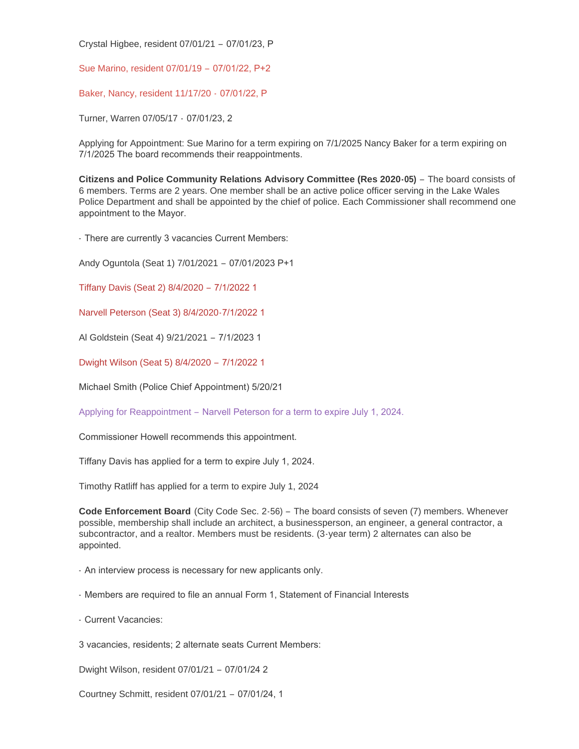Crystal Higbee, resident 07/01/21 – 07/01/23, P

Sue Marino, resident 07/01/19 – 07/01/22, P+2

Baker, Nancy, resident 11/17/20 - 07/01/22, P

Turner, Warren 07/05/17 - 07/01/23, 2

Applying for Appointment: Sue Marino for a term expiring on 7/1/2025 Nancy Baker for a term expiring on 7/1/2025 The board recommends their reappointments.

**Citizens and Police Community Relations Advisory Committee (Res 2020-05)** – The board consists of 6 members. Terms are 2 years. One member shall be an active police officer serving in the Lake Wales Police Department and shall be appointed by the chief of police. Each Commissioner shall recommend one appointment to the Mayor.

- There are currently 3 vacancies Current Members:

Andy Oguntola (Seat 1) 7/01/2021 – 07/01/2023 P+1

Tiffany Davis (Seat 2) 8/4/2020 – 7/1/2022 1

Narvell Peterson (Seat 3) 8/4/2020-7/1/2022 1

Al Goldstein (Seat 4) 9/21/2021 – 7/1/2023 1

Dwight Wilson (Seat 5) 8/4/2020 – 7/1/2022 1

Michael Smith (Police Chief Appointment) 5/20/21

Applying for Reappointment – Narvell Peterson for a term to expire July 1, 2024.

Commissioner Howell recommends this appointment.

Tiffany Davis has applied for a term to expire July 1, 2024.

Timothy Ratliff has applied for a term to expire July 1, 2024

**Code Enforcement Board** (City Code Sec. 2-56) – The board consists of seven (7) members. Whenever possible, membership shall include an architect, a businessperson, an engineer, a general contractor, a subcontractor, and a realtor. Members must be residents. (3-year term) 2 alternates can also be appointed.

- An interview process is necessary for new applicants only.

- Members are required to file an annual Form 1, Statement of Financial Interests

- Current Vacancies:

3 vacancies, residents; 2 alternate seats Current Members:

Dwight Wilson, resident 07/01/21 – 07/01/24 2

Courtney Schmitt, resident 07/01/21 – 07/01/24, 1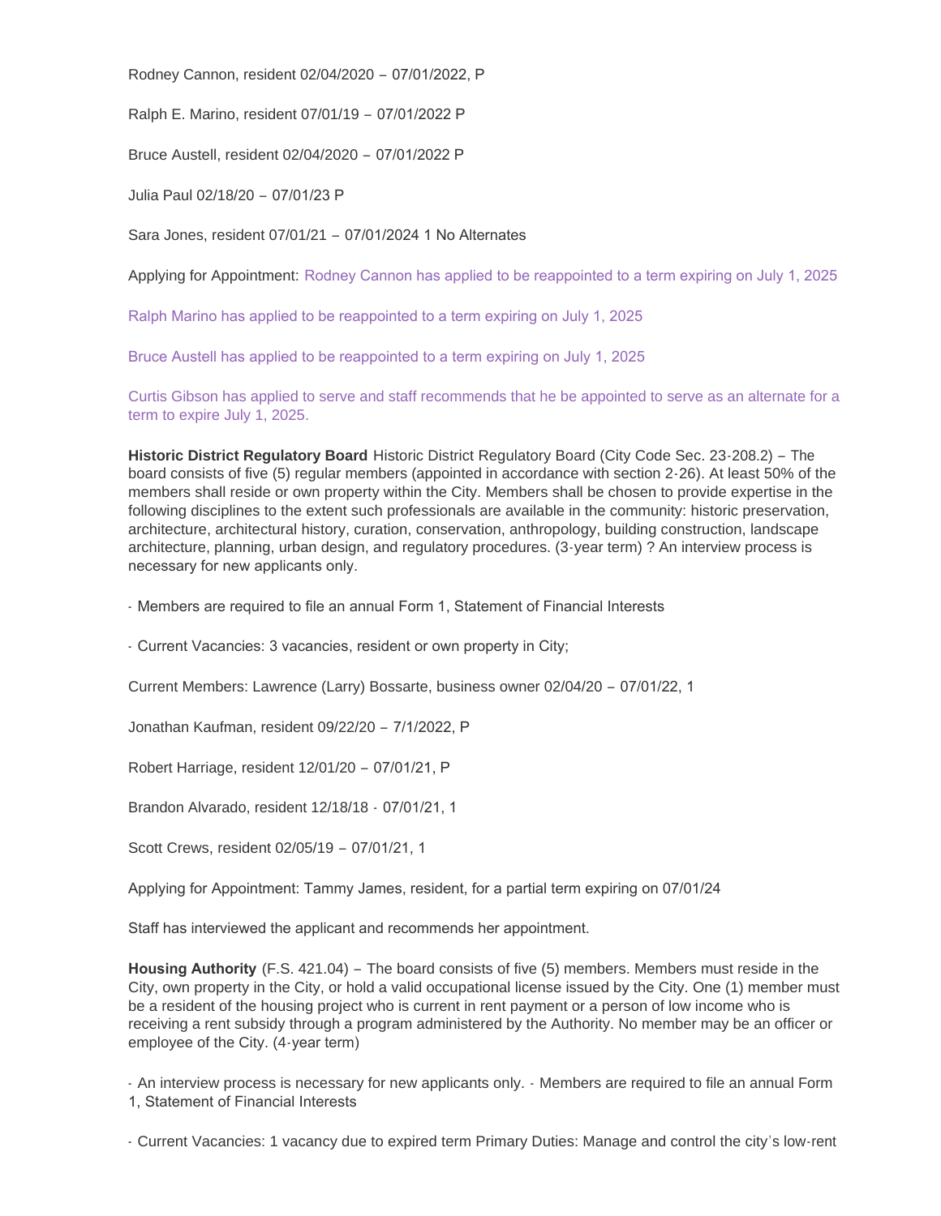Rodney Cannon, resident 02/04/2020 – 07/01/2022, P

Ralph E. Marino, resident 07/01/19 – 07/01/2022 P

Bruce Austell, resident 02/04/2020 – 07/01/2022 P

Julia Paul 02/18/20 – 07/01/23 P

Sara Jones, resident 07/01/21 – 07/01/2024 1 No Alternates

Applying for Appointment: Rodney Cannon has applied to be reappointed to a term expiring on July 1, 2025

Ralph Marino has applied to be reappointed to a term expiring on July 1, 2025

Bruce Austell has applied to be reappointed to a term expiring on July 1, 2025

Curtis Gibson has applied to serve and staff recommends that he be appointed to serve as an alternate for a term to expire July 1, 2025.

**Historic District Regulatory Board** Historic District Regulatory Board (City Code Sec. 23-208.2) – The board consists of five (5) regular members (appointed in accordance with section 2-26). At least 50% of the members shall reside or own property within the City. Members shall be chosen to provide expertise in the following disciplines to the extent such professionals are available in the community: historic preservation, architecture, architectural history, curation, conservation, anthropology, building construction, landscape architecture, planning, urban design, and regulatory procedures. (3-year term) ? An interview process is necessary for new applicants only.

- Members are required to file an annual Form 1, Statement of Financial Interests

- Current Vacancies: 3 vacancies, resident or own property in City;

Current Members: Lawrence (Larry) Bossarte, business owner 02/04/20 – 07/01/22, 1

Jonathan Kaufman, resident 09/22/20 – 7/1/2022, P

Robert Harriage, resident 12/01/20 – 07/01/21, P

Brandon Alvarado, resident 12/18/18 - 07/01/21, 1

Scott Crews, resident 02/05/19 – 07/01/21, 1

Applying for Appointment: Tammy James, resident, for a partial term expiring on 07/01/24

Staff has interviewed the applicant and recommends her appointment.

**Housing Authority** (F.S. 421.04) – The board consists of five (5) members. Members must reside in the City, own property in the City, or hold a valid occupational license issued by the City. One (1) member must be a resident of the housing project who is current in rent payment or a person of low income who is receiving a rent subsidy through a program administered by the Authority. No member may be an officer or employee of the City. (4-year term)

- An interview process is necessary for new applicants only. - Members are required to file an annual Form 1, Statement of Financial Interests

- Current Vacancies: 1 vacancy due to expired term Primary Duties: Manage and control the city's low-rent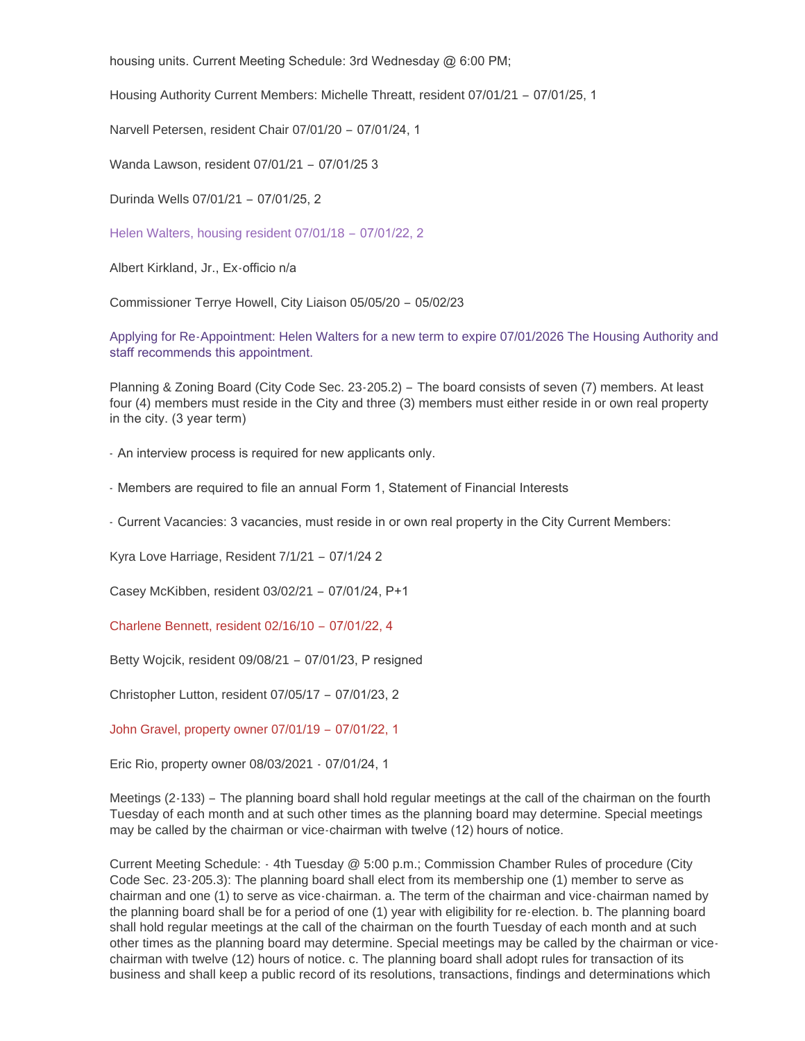housing units. Current Meeting Schedule: 3rd Wednesday @ 6:00 PM;

Housing Authority Current Members: Michelle Threatt, resident 07/01/21 – 07/01/25, 1

Narvell Petersen, resident Chair 07/01/20 – 07/01/24, 1

Wanda Lawson, resident 07/01/21 – 07/01/25 3

Durinda Wells 07/01/21 – 07/01/25, 2

Helen Walters, housing resident 07/01/18 – 07/01/22, 2

Albert Kirkland, Jr., Ex-officio n/a

Commissioner Terrye Howell, City Liaison 05/05/20 – 05/02/23

Applying for Re-Appointment: Helen Walters for a new term to expire 07/01/2026 The Housing Authority and staff recommends this appointment.

Planning & Zoning Board (City Code Sec. 23-205.2) – The board consists of seven (7) members. At least four (4) members must reside in the City and three (3) members must either reside in or own real property in the city. (3 year term)

- An interview process is required for new applicants only.

- Members are required to file an annual Form 1, Statement of Financial Interests

- Current Vacancies: 3 vacancies, must reside in or own real property in the City Current Members:

Kyra Love Harriage, Resident 7/1/21 – 07/1/24 2

Casey McKibben, resident 03/02/21 – 07/01/24, P+1

Charlene Bennett, resident 02/16/10 – 07/01/22, 4

Betty Wojcik, resident 09/08/21 – 07/01/23, P resigned

Christopher Lutton, resident 07/05/17 – 07/01/23, 2

John Gravel, property owner 07/01/19 – 07/01/22, 1

Eric Rio, property owner 08/03/2021 - 07/01/24, 1

Meetings (2-133) – The planning board shall hold regular meetings at the call of the chairman on the fourth Tuesday of each month and at such other times as the planning board may determine. Special meetings may be called by the chairman or vice-chairman with twelve (12) hours of notice.

Current Meeting Schedule: - 4th Tuesday @ 5:00 p.m.; Commission Chamber Rules of procedure (City Code Sec. 23-205.3): The planning board shall elect from its membership one (1) member to serve as chairman and one (1) to serve as vice-chairman. a. The term of the chairman and vice-chairman named by the planning board shall be for a period of one (1) year with eligibility for re-election. b. The planning board shall hold regular meetings at the call of the chairman on the fourth Tuesday of each month and at such other times as the planning board may determine. Special meetings may be called by the chairman or vice-chairman with twelve (12) hours of notice. c. The planning board shall adopt rules for transaction of its business and shall keep a public record of its resolutions, transactions, findings and determinations which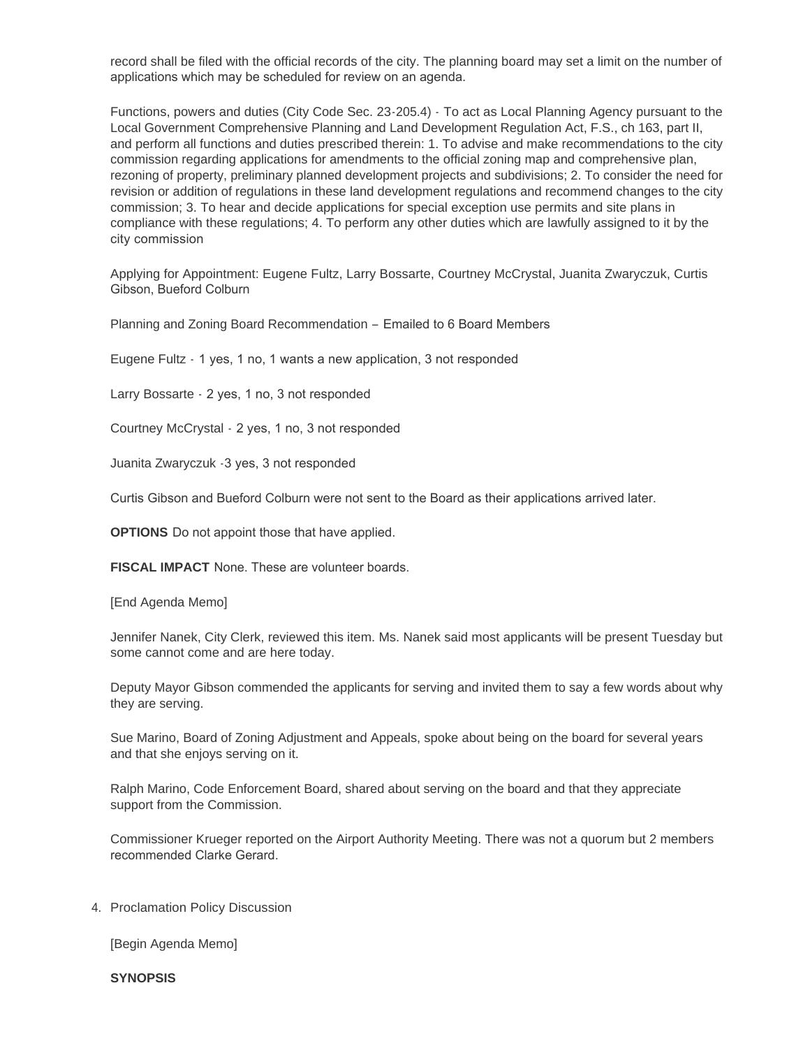record shall be filed with the official records of the city. The planning board may set a limit on the number of applications which may be scheduled for review on an agenda.

Functions, powers and duties (City Code Sec. 23-205.4) - To act as Local Planning Agency pursuant to the Local Government Comprehensive Planning and Land Development Regulation Act, F.S., ch 163, part II, and perform all functions and duties prescribed therein: 1. To advise and make recommendations to the city commission regarding applications for amendments to the official zoning map and comprehensive plan, rezoning of property, preliminary planned development projects and subdivisions; 2. To consider the need for revision or addition of regulations in these land development regulations and recommend changes to the city commission; 3. To hear and decide applications for special exception use permits and site plans in compliance with these regulations; 4. To perform any other duties which are lawfully assigned to it by the city commission

Applying for Appointment: Eugene Fultz, Larry Bossarte, Courtney McCrystal, Juanita Zwaryczuk, Curtis Gibson, Bueford Colburn

Planning and Zoning Board Recommendation – Emailed to 6 Board Members

Eugene Fultz - 1 yes, 1 no, 1 wants a new application, 3 not responded

Larry Bossarte - 2 yes, 1 no, 3 not responded

Courtney McCrystal - 2 yes, 1 no, 3 not responded

Juanita Zwaryczuk -3 yes, 3 not responded

Curtis Gibson and Bueford Colburn were not sent to the Board as their applications arrived later.

**OPTIONS** Do not appoint those that have applied.

**FISCAL IMPACT** None. These are volunteer boards.

[End Agenda Memo]

Jennifer Nanek, City Clerk, reviewed this item. Ms. Nanek said most applicants will be present Tuesday but some cannot come and are here today.

Deputy Mayor Gibson commended the applicants for serving and invited them to say a few words about why they are serving.

Sue Marino, Board of Zoning Adjustment and Appeals, spoke about being on the board for several years and that she enjoys serving on it.

Ralph Marino, Code Enforcement Board, shared about serving on the board and that they appreciate support from the Commission.

Commissioner Krueger reported on the Airport Authority Meeting. There was not a quorum but 2 members recommended Clarke Gerard.

4. Proclamation Policy Discussion

[Begin Agenda Memo]

**SYNOPSIS**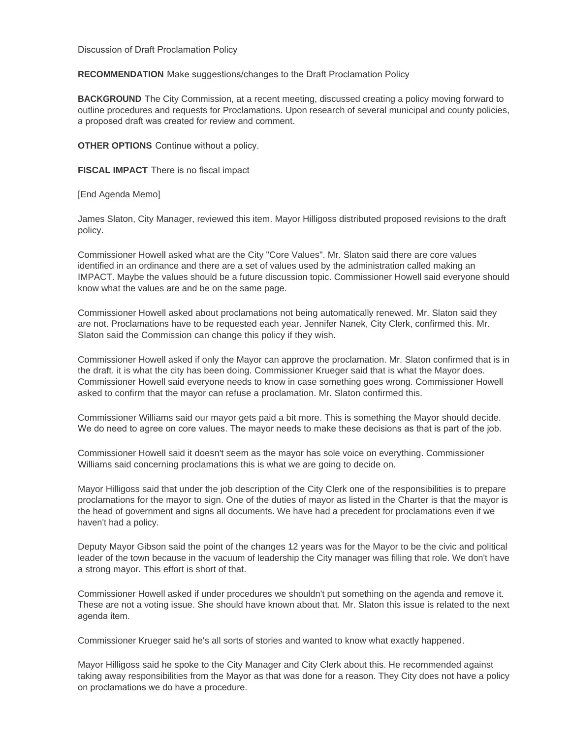Discussion of Draft Proclamation Policy

**RECOMMENDATION** Make suggestions/changes to the Draft Proclamation Policy

**BACKGROUND** The City Commission, at a recent meeting, discussed creating a policy moving forward to outline procedures and requests for Proclamations. Upon research of several municipal and county policies, a proposed draft was created for review and comment.

**OTHER OPTIONS** Continue without a policy.

**FISCAL IMPACT** There is no fiscal impact

[End Agenda Memo]

James Slaton, City Manager, reviewed this item. Mayor Hilligoss distributed proposed revisions to the draft policy.

Commissioner Howell asked what are the City "Core Values". Mr. Slaton said there are core values identified in an ordinance and there are a set of values used by the administration called making an IMPACT. Maybe the values should be a future discussion topic. Commissioner Howell said everyone should know what the values are and be on the same page.

Commissioner Howell asked about proclamations not being automatically renewed. Mr. Slaton said they are not. Proclamations have to be requested each year. Jennifer Nanek, City Clerk, confirmed this. Mr. Slaton said the Commission can change this policy if they wish.

Commissioner Howell asked if only the Mayor can approve the proclamation. Mr. Slaton confirmed that is in the draft. it is what the city has been doing. Commissioner Krueger said that is what the Mayor does. Commissioner Howell said everyone needs to know in case something goes wrong. Commissioner Howell asked to confirm that the mayor can refuse a proclamation. Mr. Slaton confirmed this.

Commissioner Williams said our mayor gets paid a bit more. This is something the Mayor should decide. We do need to agree on core values. The mayor needs to make these decisions as that is part of the job.

Commissioner Howell said it doesn't seem as the mayor has sole voice on everything. Commissioner Williams said concerning proclamations this is what we are going to decide on.

Mayor Hilligoss said that under the job description of the City Clerk one of the responsibilities is to prepare proclamations for the mayor to sign. One of the duties of mayor as listed in the Charter is that the mayor is the head of government and signs all documents. We have had a precedent for proclamations even if we haven't had a policy.

Deputy Mayor Gibson said the point of the changes 12 years was for the Mayor to be the civic and political leader of the town because in the vacuum of leadership the City manager was filling that role. We don't have a strong mayor. This effort is short of that.

Commissioner Howell asked if under procedures we shouldn't put something on the agenda and remove it. These are not a voting issue. She should have known about that. Mr. Slaton this issue is related to the next agenda item.

Commissioner Krueger said he's all sorts of stories and wanted to know what exactly happened.

Mayor Hilligoss said he spoke to the City Manager and City Clerk about this. He recommended against taking away responsibilities from the Mayor as that was done for a reason. They City does not have a policy on proclamations we do have a procedure.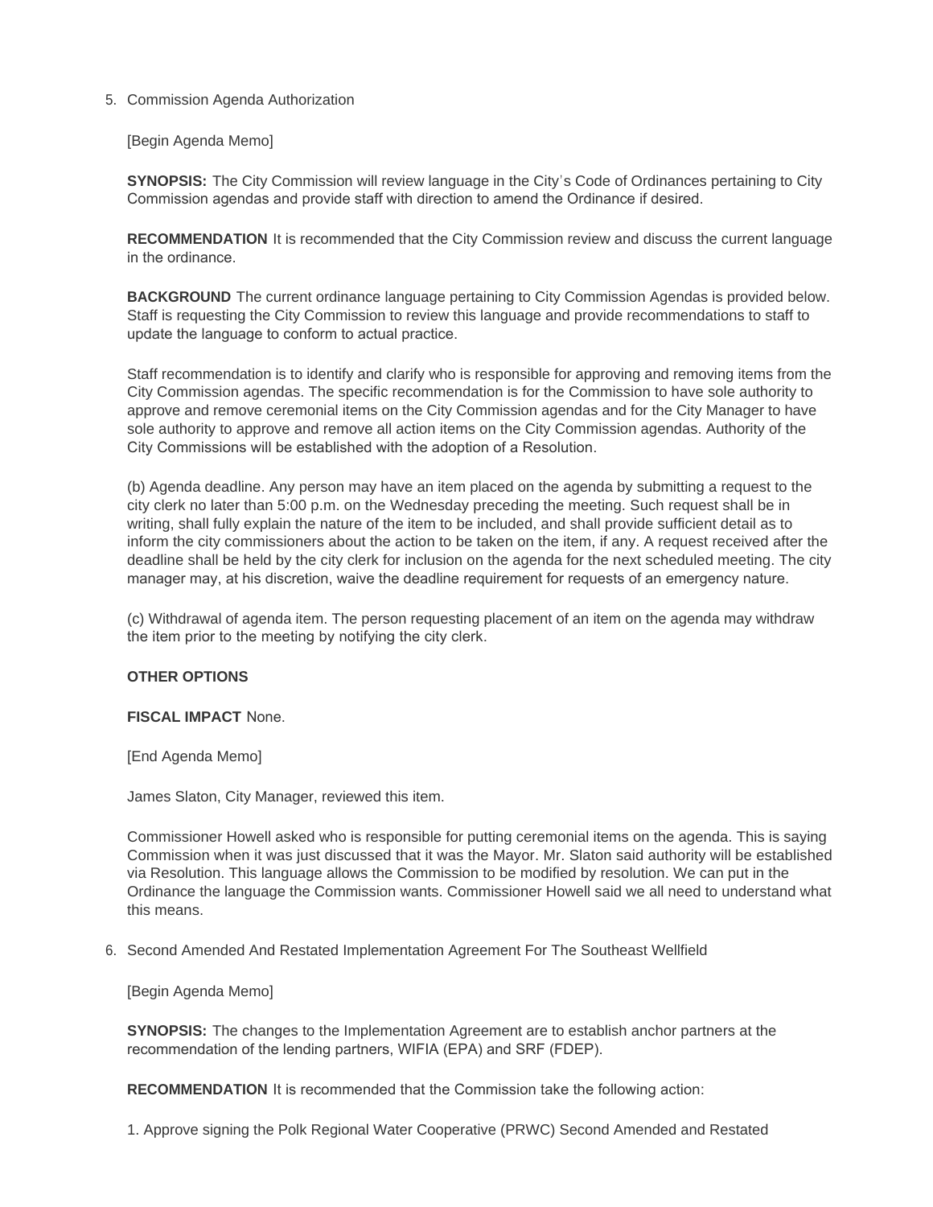5. Commission Agenda Authorization

   [Begin Agenda Memo]

   **SYNOPSIS:** The City Commission will review language in the City's Code of Ordinances pertaining to City Commission agendas and provide staff with direction to amend the Ordinance if desired.

   **RECOMMENDATION** It is recommended that the City Commission review and discuss the current language in the ordinance.

   **BACKGROUND** The current ordinance language pertaining to City Commission Agendas is provided below. Staff is requesting the City Commission to review this language and provide recommendations to staff to update the language to conform to actual practice.

   Staff recommendation is to identify and clarify who is responsible for approving and removing items from the City Commission agendas. The specific recommendation is for the Commission to have sole authority to approve and remove ceremonial items on the City Commission agendas and for the City Manager to have sole authority to approve and remove all action items on the City Commission agendas. Authority of the City Commissions will be established with the adoption of a Resolution.

   (b) Agenda deadline. Any person may have an item placed on the agenda by submitting a request to the city clerk no later than 5:00 p.m. on the Wednesday preceding the meeting. Such request shall be in writing, shall fully explain the nature of the item to be included, and shall provide sufficient detail as to inform the city commissioners about the action to be taken on the item, if any. A request received after the deadline shall be held by the city clerk for inclusion on the agenda for the next scheduled meeting. The city manager may, at his discretion, waive the deadline requirement for requests of an emergency nature.

   (c) Withdrawal of agenda item. The person requesting placement of an item on the agenda may withdraw the item prior to the meeting by notifying the city clerk.

   **OTHER OPTIONS**

   **FISCAL IMPACT** None.

   [End Agenda Memo]

   James Slaton, City Manager, reviewed this item.

   Commissioner Howell asked who is responsible for putting ceremonial items on the agenda. This is saying Commission when it was just discussed that it was the Mayor. Mr. Slaton said authority will be established via Resolution. This language allows the Commission to be modified by resolution. We can put in the Ordinance the language the Commission wants. Commissioner Howell said we all need to understand what this means.

6. Second Amended And Restated Implementation Agreement For The Southeast Wellfield

   [Begin Agenda Memo]

   **SYNOPSIS:** The changes to the Implementation Agreement are to establish anchor partners at the recommendation of the lending partners, WIFIA (EPA) and SRF (FDEP).

   **RECOMMENDATION** It is recommended that the Commission take the following action:

   1. Approve signing the Polk Regional Water Cooperative (PRWC) Second Amended and Restated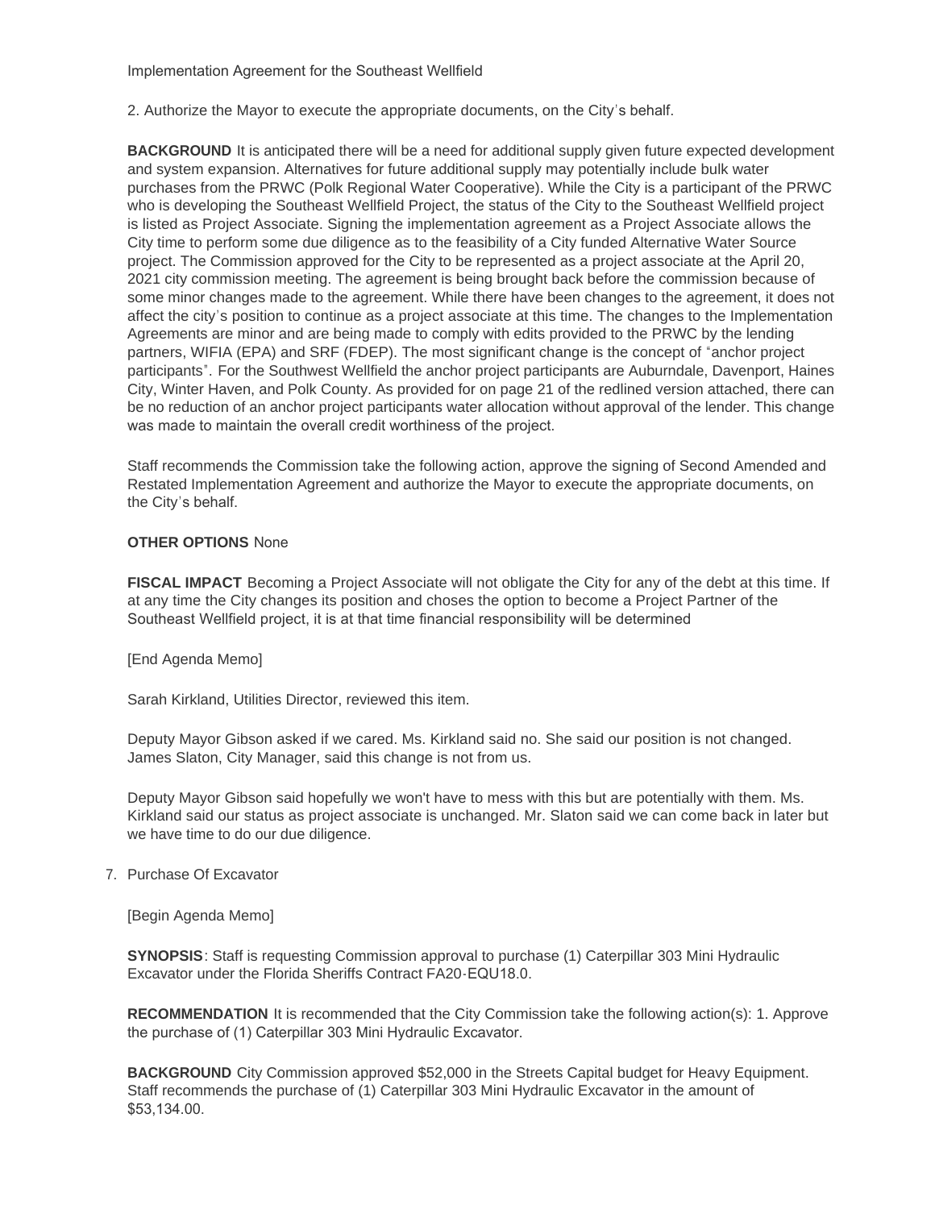Implementation Agreement for the Southeast Wellfield

2. Authorize the Mayor to execute the appropriate documents, on the City's behalf.

**BACKGROUND** It is anticipated there will be a need for additional supply given future expected development and system expansion. Alternatives for future additional supply may potentially include bulk water purchases from the PRWC (Polk Regional Water Cooperative). While the City is a participant of the PRWC who is developing the Southeast Wellfield Project, the status of the City to the Southeast Wellfield project is listed as Project Associate. Signing the implementation agreement as a Project Associate allows the City time to perform some due diligence as to the feasibility of a City funded Alternative Water Source project. The Commission approved for the City to be represented as a project associate at the April 20, 2021 city commission meeting. The agreement is being brought back before the commission because of some minor changes made to the agreement. While there have been changes to the agreement, it does not affect the city's position to continue as a project associate at this time. The changes to the Implementation Agreements are minor and are being made to comply with edits provided to the PRWC by the lending partners, WIFIA (EPA) and SRF (FDEP). The most significant change is the concept of "anchor project participants". For the Southwest Wellfield the anchor project participants are Auburndale, Davenport, Haines City, Winter Haven, and Polk County. As provided for on page 21 of the redlined version attached, there can be no reduction of an anchor project participants water allocation without approval of the lender. This change was made to maintain the overall credit worthiness of the project.

Staff recommends the Commission take the following action, approve the signing of Second Amended and Restated Implementation Agreement and authorize the Mayor to execute the appropriate documents, on the City's behalf.

**OTHER OPTIONS** None

**FISCAL IMPACT** Becoming a Project Associate will not obligate the City for any of the debt at this time. If at any time the City changes its position and choses the option to become a Project Partner of the Southeast Wellfield project, it is at that time financial responsibility will be determined

[End Agenda Memo]

Sarah Kirkland, Utilities Director, reviewed this item.

Deputy Mayor Gibson asked if we cared. Ms. Kirkland said no. She said our position is not changed. James Slaton, City Manager, said this change is not from us.

Deputy Mayor Gibson said hopefully we won't have to mess with this but are potentially with them. Ms. Kirkland said our status as project associate is unchanged. Mr. Slaton said we can come back in later but we have time to do our due diligence.

7. Purchase Of Excavator

[Begin Agenda Memo]

**SYNOPSIS**: Staff is requesting Commission approval to purchase (1) Caterpillar 303 Mini Hydraulic Excavator under the Florida Sheriffs Contract FA20-EQU18.0.

**RECOMMENDATION** It is recommended that the City Commission take the following action(s): 1. Approve the purchase of (1) Caterpillar 303 Mini Hydraulic Excavator.

**BACKGROUND** City Commission approved $52,000 in the Streets Capital budget for Heavy Equipment. Staff recommends the purchase of (1) Caterpillar 303 Mini Hydraulic Excavator in the amount of $53,134.00.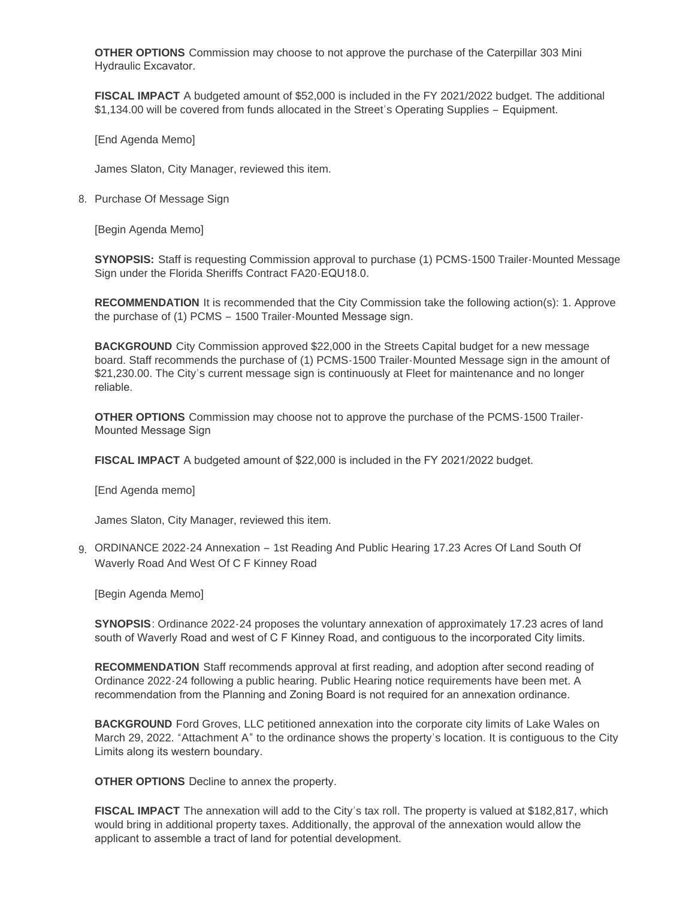**OTHER OPTIONS** Commission may choose to not approve the purchase of the Caterpillar 303 Mini Hydraulic Excavator.

**FISCAL IMPACT** A budgeted amount of $52,000 is included in the FY 2021/2022 budget. The additional $1,134.00 will be covered from funds allocated in the Street's Operating Supplies – Equipment.

[End Agenda Memo]

James Slaton, City Manager, reviewed this item.

8. Purchase Of Message Sign

[Begin Agenda Memo]

**SYNOPSIS:** Staff is requesting Commission approval to purchase (1) PCMS-1500 Trailer-Mounted Message Sign under the Florida Sheriffs Contract FA20-EQU18.0.

**RECOMMENDATION** It is recommended that the City Commission take the following action(s): 1. Approve the purchase of (1) PCMS – 1500 Trailer-Mounted Message sign.

**BACKGROUND** City Commission approved $22,000 in the Streets Capital budget for a new message board. Staff recommends the purchase of (1) PCMS-1500 Trailer-Mounted Message sign in the amount of $21,230.00. The City's current message sign is continuously at Fleet for maintenance and no longer reliable.

**OTHER OPTIONS** Commission may choose not to approve the purchase of the PCMS-1500 Trailer-Mounted Message Sign

**FISCAL IMPACT** A budgeted amount of $22,000 is included in the FY 2021/2022 budget.

[End Agenda memo]

James Slaton, City Manager, reviewed this item.

9. ORDINANCE 2022-24 Annexation – 1st Reading And Public Hearing 17.23 Acres Of Land South Of Waverly Road And West Of C F Kinney Road

[Begin Agenda Memo]

**SYNOPSIS**: Ordinance 2022-24 proposes the voluntary annexation of approximately 17.23 acres of land south of Waverly Road and west of C F Kinney Road, and contiguous to the incorporated City limits.

**RECOMMENDATION** Staff recommends approval at first reading, and adoption after second reading of Ordinance 2022-24 following a public hearing. Public Hearing notice requirements have been met. A recommendation from the Planning and Zoning Board is not required for an annexation ordinance.

**BACKGROUND** Ford Groves, LLC petitioned annexation into the corporate city limits of Lake Wales on March 29, 2022. "Attachment A" to the ordinance shows the property's location. It is contiguous to the City Limits along its western boundary.

**OTHER OPTIONS** Decline to annex the property.

**FISCAL IMPACT** The annexation will add to the City's tax roll. The property is valued at $182,817, which would bring in additional property taxes. Additionally, the approval of the annexation would allow the applicant to assemble a tract of land for potential development.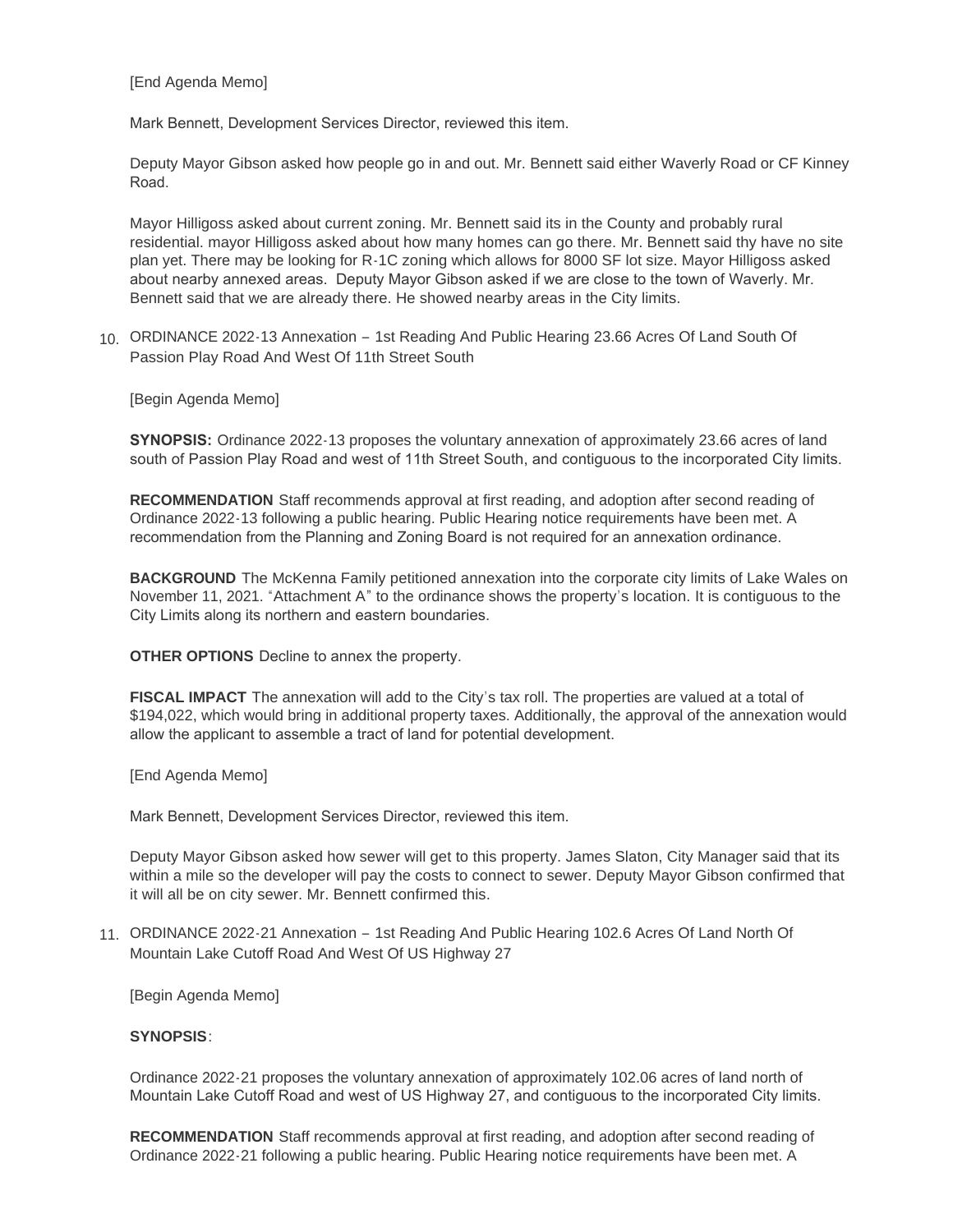[End Agenda Memo]

Mark Bennett, Development Services Director, reviewed this item.

Deputy Mayor Gibson asked how people go in and out. Mr. Bennett said either Waverly Road or CF Kinney Road.

Mayor Hilligoss asked about current zoning. Mr. Bennett said its in the County and probably rural residential. mayor Hilligoss asked about how many homes can go there. Mr. Bennett said thy have no site plan yet. There may be looking for R-1C zoning which allows for 8000 SF lot size. Mayor Hilligoss asked about nearby annexed areas. Deputy Mayor Gibson asked if we are close to the town of Waverly. Mr. Bennett said that we are already there. He showed nearby areas in the City limits.

10. ORDINANCE 2022-13 Annexation – 1st Reading And Public Hearing 23.66 Acres Of Land South Of Passion Play Road And West Of 11th Street South

[Begin Agenda Memo]

**SYNOPSIS:** Ordinance 2022-13 proposes the voluntary annexation of approximately 23.66 acres of land south of Passion Play Road and west of 11th Street South, and contiguous to the incorporated City limits.

**RECOMMENDATION** Staff recommends approval at first reading, and adoption after second reading of Ordinance 2022-13 following a public hearing. Public Hearing notice requirements have been met. A recommendation from the Planning and Zoning Board is not required for an annexation ordinance.

**BACKGROUND** The McKenna Family petitioned annexation into the corporate city limits of Lake Wales on November 11, 2021. "Attachment A" to the ordinance shows the property's location. It is contiguous to the City Limits along its northern and eastern boundaries.

**OTHER OPTIONS** Decline to annex the property.

**FISCAL IMPACT** The annexation will add to the City's tax roll. The properties are valued at a total of $194,022, which would bring in additional property taxes. Additionally, the approval of the annexation would allow the applicant to assemble a tract of land for potential development.

[End Agenda Memo]

Mark Bennett, Development Services Director, reviewed this item.

Deputy Mayor Gibson asked how sewer will get to this property. James Slaton, City Manager said that its within a mile so the developer will pay the costs to connect to sewer. Deputy Mayor Gibson confirmed that it will all be on city sewer. Mr. Bennett confirmed this.

11. ORDINANCE 2022-21 Annexation – 1st Reading And Public Hearing 102.6 Acres Of Land North Of Mountain Lake Cutoff Road And West Of US Highway 27

[Begin Agenda Memo]

**SYNOPSIS**:

Ordinance 2022-21 proposes the voluntary annexation of approximately 102.06 acres of land north of Mountain Lake Cutoff Road and west of US Highway 27, and contiguous to the incorporated City limits.

**RECOMMENDATION** Staff recommends approval at first reading, and adoption after second reading of Ordinance 2022-21 following a public hearing. Public Hearing notice requirements have been met. A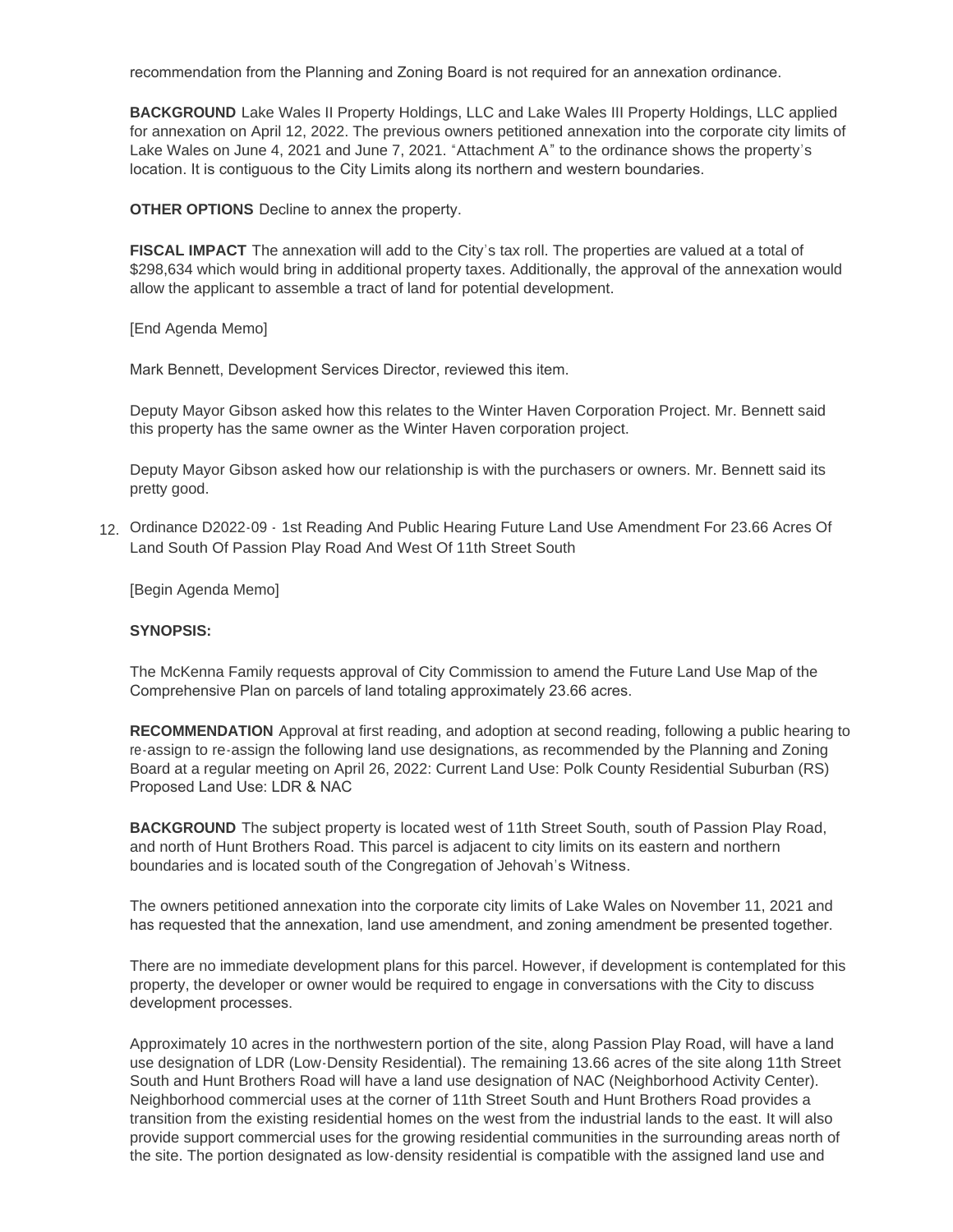recommendation from the Planning and Zoning Board is not required for an annexation ordinance.

**BACKGROUND** Lake Wales II Property Holdings, LLC and Lake Wales III Property Holdings, LLC applied for annexation on April 12, 2022. The previous owners petitioned annexation into the corporate city limits of Lake Wales on June 4, 2021 and June 7, 2021. "Attachment A" to the ordinance shows the property's location. It is contiguous to the City Limits along its northern and western boundaries.

**OTHER OPTIONS** Decline to annex the property.

**FISCAL IMPACT** The annexation will add to the City's tax roll. The properties are valued at a total of $298,634 which would bring in additional property taxes. Additionally, the approval of the annexation would allow the applicant to assemble a tract of land for potential development.

[End Agenda Memo]

Mark Bennett, Development Services Director, reviewed this item.

Deputy Mayor Gibson asked how this relates to the Winter Haven Corporation Project. Mr. Bennett said this property has the same owner as the Winter Haven corporation project.

Deputy Mayor Gibson asked how our relationship is with the purchasers or owners. Mr. Bennett said its pretty good.

12. Ordinance D2022-09 - 1st Reading And Public Hearing Future Land Use Amendment For 23.66 Acres Of Land South Of Passion Play Road And West Of 11th Street South

[Begin Agenda Memo]

**SYNOPSIS:**

The McKenna Family requests approval of City Commission to amend the Future Land Use Map of the Comprehensive Plan on parcels of land totaling approximately 23.66 acres.

**RECOMMENDATION** Approval at first reading, and adoption at second reading, following a public hearing to re-assign to re-assign the following land use designations, as recommended by the Planning and Zoning Board at a regular meeting on April 26, 2022: Current Land Use: Polk County Residential Suburban (RS) Proposed Land Use: LDR & NAC

**BACKGROUND** The subject property is located west of 11th Street South, south of Passion Play Road, and north of Hunt Brothers Road. This parcel is adjacent to city limits on its eastern and northern boundaries and is located south of the Congregation of Jehovah's Witness.

The owners petitioned annexation into the corporate city limits of Lake Wales on November 11, 2021 and has requested that the annexation, land use amendment, and zoning amendment be presented together.

There are no immediate development plans for this parcel. However, if development is contemplated for this property, the developer or owner would be required to engage in conversations with the City to discuss development processes.

Approximately 10 acres in the northwestern portion of the site, along Passion Play Road, will have a land use designation of LDR (Low-Density Residential). The remaining 13.66 acres of the site along 11th Street South and Hunt Brothers Road will have a land use designation of NAC (Neighborhood Activity Center). Neighborhood commercial uses at the corner of 11th Street South and Hunt Brothers Road provides a transition from the existing residential homes on the west from the industrial lands to the east. It will also provide support commercial uses for the growing residential communities in the surrounding areas north of the site. The portion designated as low-density residential is compatible with the assigned land use and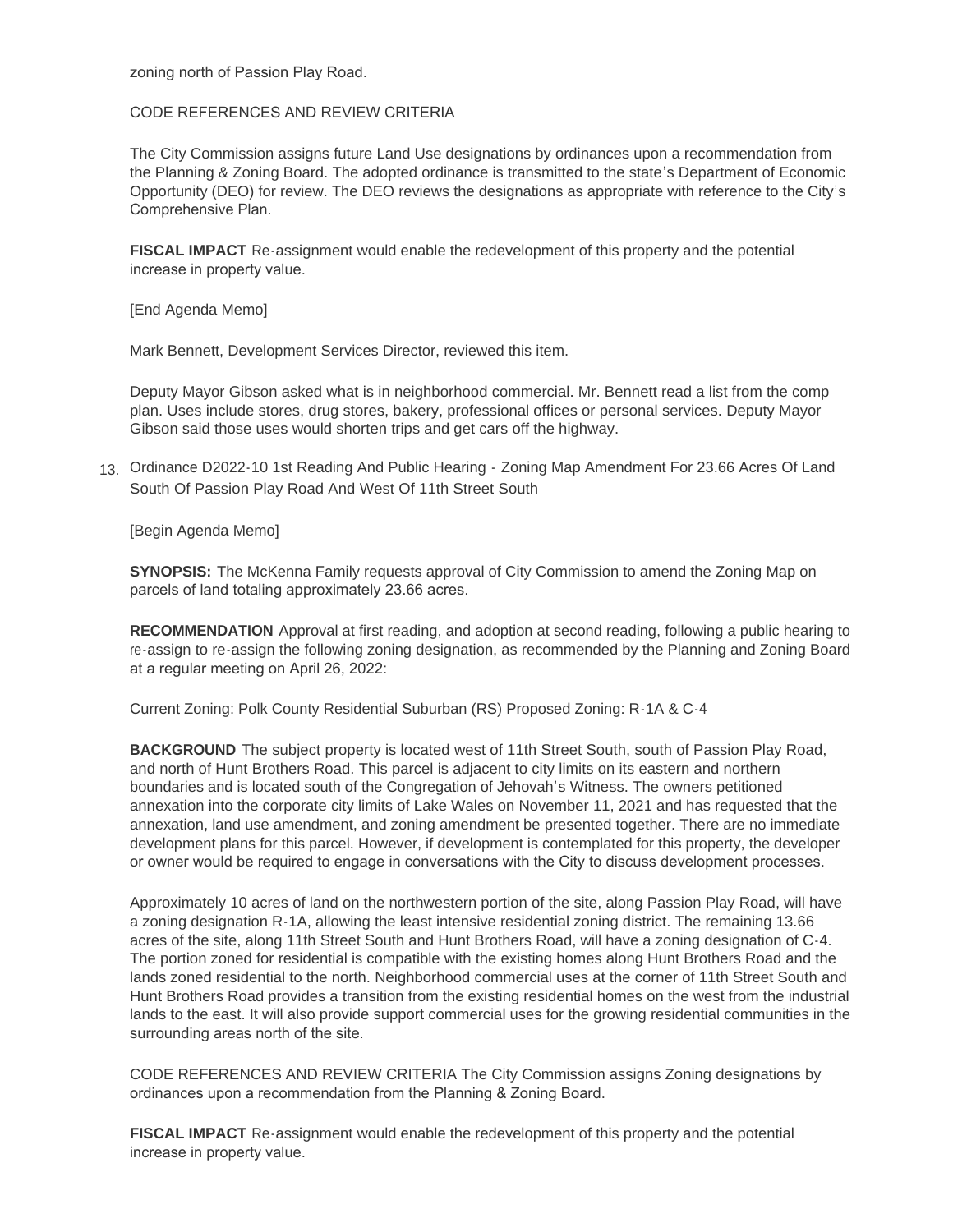zoning north of Passion Play Road.

CODE REFERENCES AND REVIEW CRITERIA

The City Commission assigns future Land Use designations by ordinances upon a recommendation from the Planning & Zoning Board. The adopted ordinance is transmitted to the state's Department of Economic Opportunity (DEO) for review. The DEO reviews the designations as appropriate with reference to the City's Comprehensive Plan.

**FISCAL IMPACT** Re-assignment would enable the redevelopment of this property and the potential increase in property value.

[End Agenda Memo]

Mark Bennett, Development Services Director, reviewed this item.

Deputy Mayor Gibson asked what is in neighborhood commercial. Mr. Bennett read a list from the comp plan. Uses include stores, drug stores, bakery, professional offices or personal services. Deputy Mayor Gibson said those uses would shorten trips and get cars off the highway.

13. Ordinance D2022-10 1st Reading And Public Hearing - Zoning Map Amendment For 23.66 Acres Of Land South Of Passion Play Road And West Of 11th Street South

[Begin Agenda Memo]

**SYNOPSIS:** The McKenna Family requests approval of City Commission to amend the Zoning Map on parcels of land totaling approximately 23.66 acres.

**RECOMMENDATION** Approval at first reading, and adoption at second reading, following a public hearing to re-assign to re-assign the following zoning designation, as recommended by the Planning and Zoning Board at a regular meeting on April 26, 2022:

Current Zoning: Polk County Residential Suburban (RS) Proposed Zoning: R-1A & C-4

**BACKGROUND** The subject property is located west of 11th Street South, south of Passion Play Road, and north of Hunt Brothers Road. This parcel is adjacent to city limits on its eastern and northern boundaries and is located south of the Congregation of Jehovah's Witness. The owners petitioned annexation into the corporate city limits of Lake Wales on November 11, 2021 and has requested that the annexation, land use amendment, and zoning amendment be presented together. There are no immediate development plans for this parcel. However, if development is contemplated for this property, the developer or owner would be required to engage in conversations with the City to discuss development processes.

Approximately 10 acres of land on the northwestern portion of the site, along Passion Play Road, will have a zoning designation R-1A, allowing the least intensive residential zoning district. The remaining 13.66 acres of the site, along 11th Street South and Hunt Brothers Road, will have a zoning designation of C-4. The portion zoned for residential is compatible with the existing homes along Hunt Brothers Road and the lands zoned residential to the north. Neighborhood commercial uses at the corner of 11th Street South and Hunt Brothers Road provides a transition from the existing residential homes on the west from the industrial lands to the east. It will also provide support commercial uses for the growing residential communities in the surrounding areas north of the site.

CODE REFERENCES AND REVIEW CRITERIA The City Commission assigns Zoning designations by ordinances upon a recommendation from the Planning & Zoning Board.

**FISCAL IMPACT** Re-assignment would enable the redevelopment of this property and the potential increase in property value.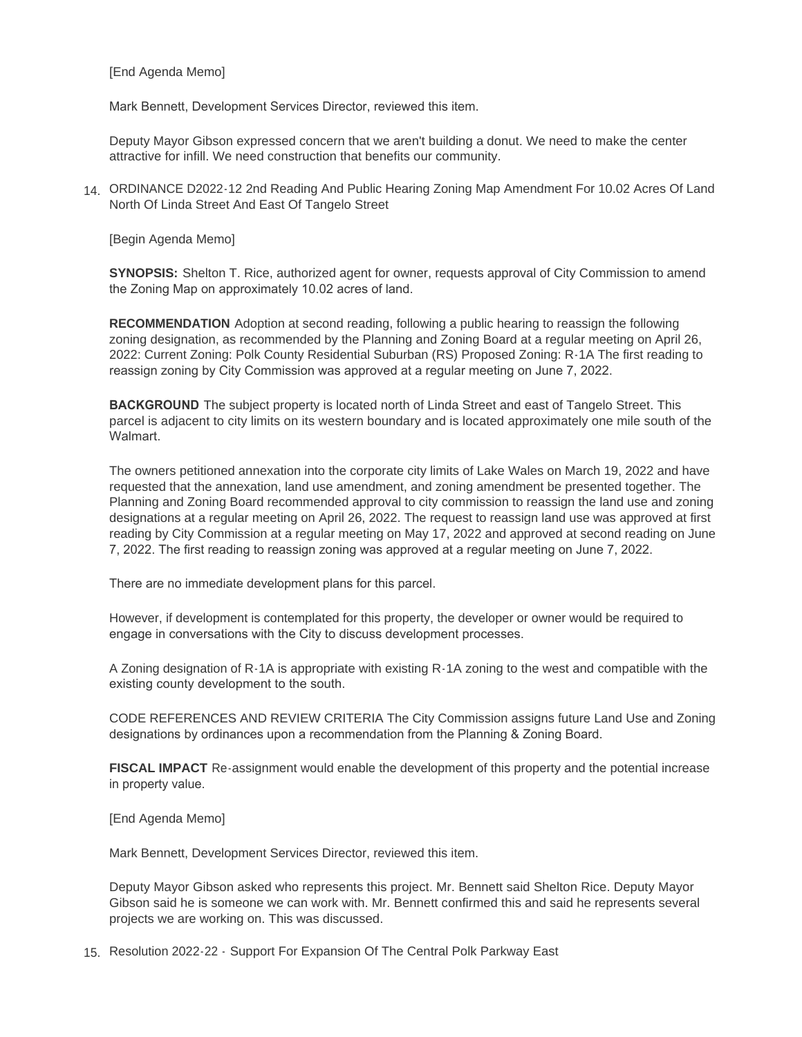[End Agenda Memo]

Mark Bennett, Development Services Director, reviewed this item.

Deputy Mayor Gibson expressed concern that we aren't building a donut. We need to make the center attractive for infill. We need construction that benefits our community.

14. ORDINANCE D2022-12 2nd Reading And Public Hearing Zoning Map Amendment For 10.02 Acres Of Land North Of Linda Street And East Of Tangelo Street

[Begin Agenda Memo]

**SYNOPSIS:** Shelton T. Rice, authorized agent for owner, requests approval of City Commission to amend the Zoning Map on approximately 10.02 acres of land.

**RECOMMENDATION** Adoption at second reading, following a public hearing to reassign the following zoning designation, as recommended by the Planning and Zoning Board at a regular meeting on April 26, 2022: Current Zoning: Polk County Residential Suburban (RS) Proposed Zoning: R-1A The first reading to reassign zoning by City Commission was approved at a regular meeting on June 7, 2022.

**BACKGROUND** The subject property is located north of Linda Street and east of Tangelo Street. This parcel is adjacent to city limits on its western boundary and is located approximately one mile south of the Walmart.

The owners petitioned annexation into the corporate city limits of Lake Wales on March 19, 2022 and have requested that the annexation, land use amendment, and zoning amendment be presented together. The Planning and Zoning Board recommended approval to city commission to reassign the land use and zoning designations at a regular meeting on April 26, 2022. The request to reassign land use was approved at first reading by City Commission at a regular meeting on May 17, 2022 and approved at second reading on June 7, 2022. The first reading to reassign zoning was approved at a regular meeting on June 7, 2022.

There are no immediate development plans for this parcel.

However, if development is contemplated for this property, the developer or owner would be required to engage in conversations with the City to discuss development processes.

A Zoning designation of R-1A is appropriate with existing R-1A zoning to the west and compatible with the existing county development to the south.

CODE REFERENCES AND REVIEW CRITERIA The City Commission assigns future Land Use and Zoning designations by ordinances upon a recommendation from the Planning & Zoning Board.

**FISCAL IMPACT** Re-assignment would enable the development of this property and the potential increase in property value.

[End Agenda Memo]

Mark Bennett, Development Services Director, reviewed this item.

Deputy Mayor Gibson asked who represents this project. Mr. Bennett said Shelton Rice. Deputy Mayor Gibson said he is someone we can work with. Mr. Bennett confirmed this and said he represents several projects we are working on. This was discussed.

15. Resolution 2022-22 - Support For Expansion Of The Central Polk Parkway East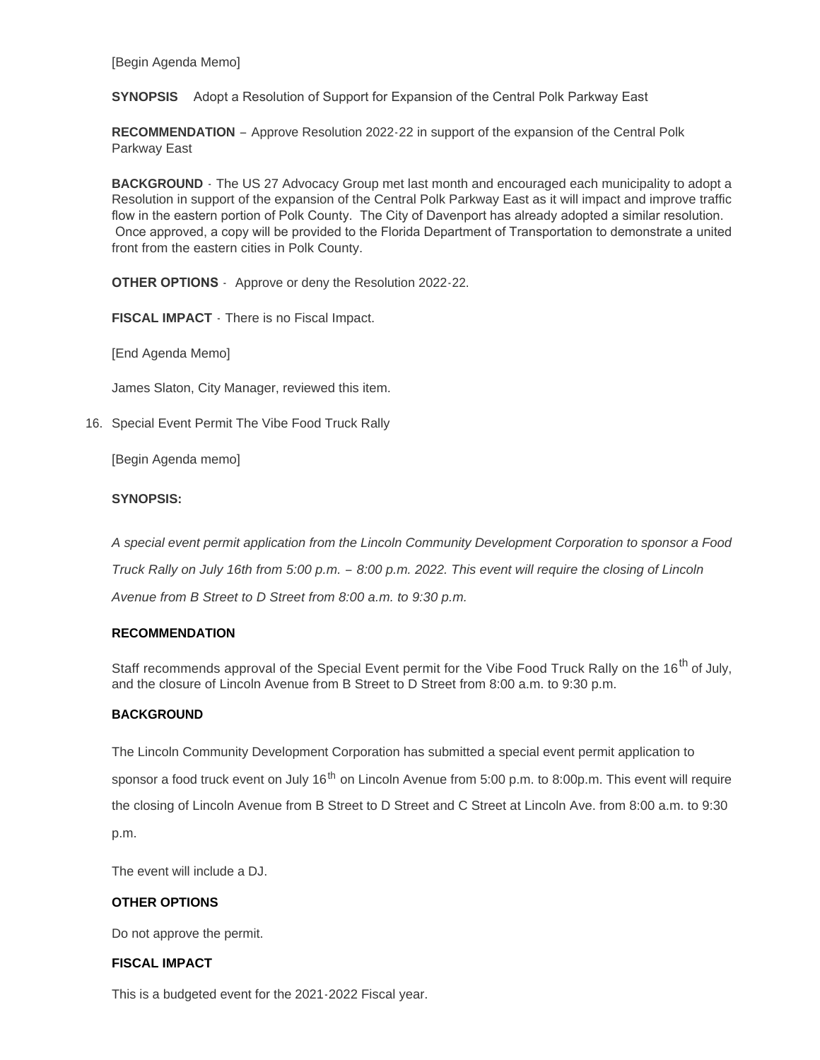[Begin Agenda Memo]

**SYNOPSIS** Adopt a Resolution of Support for Expansion of the Central Polk Parkway East

**RECOMMENDATION** – Approve Resolution 2022-22 in support of the expansion of the Central Polk Parkway East

**BACKGROUND** - The US 27 Advocacy Group met last month and encouraged each municipality to adopt a Resolution in support of the expansion of the Central Polk Parkway East as it will impact and improve traffic flow in the eastern portion of Polk County. The City of Davenport has already adopted a similar resolution. Once approved, a copy will be provided to the Florida Department of Transportation to demonstrate a united front from the eastern cities in Polk County.

**OTHER OPTIONS** - Approve or deny the Resolution 2022-22.

**FISCAL IMPACT** - There is no Fiscal Impact.

[End Agenda Memo]

James Slaton, City Manager, reviewed this item.

16. Special Event Permit The Vibe Food Truck Rally

[Begin Agenda memo]

**SYNOPSIS:**

*A special event permit application from the Lincoln Community Development Corporation to sponsor a Food Truck Rally on July 16th from 5:00 p.m. – 8:00 p.m. 2022. This event will require the closing of Lincoln Avenue from B Street to D Street from 8:00 a.m. to 9:30 p.m.*

**RECOMMENDATION**

Staff recommends approval of the Special Event permit for the Vibe Food Truck Rally on the 16th of July, and the closure of Lincoln Avenue from B Street to D Street from 8:00 a.m. to 9:30 p.m.

**BACKGROUND**

The Lincoln Community Development Corporation has submitted a special event permit application to sponsor a food truck event on July 16th on Lincoln Avenue from 5:00 p.m. to 8:00p.m. This event will require the closing of Lincoln Avenue from B Street to D Street and C Street at Lincoln Ave. from 8:00 a.m. to 9:30 p.m.

The event will include a DJ.

**OTHER OPTIONS**

Do not approve the permit.

**FISCAL IMPACT**

This is a budgeted event for the 2021-2022 Fiscal year.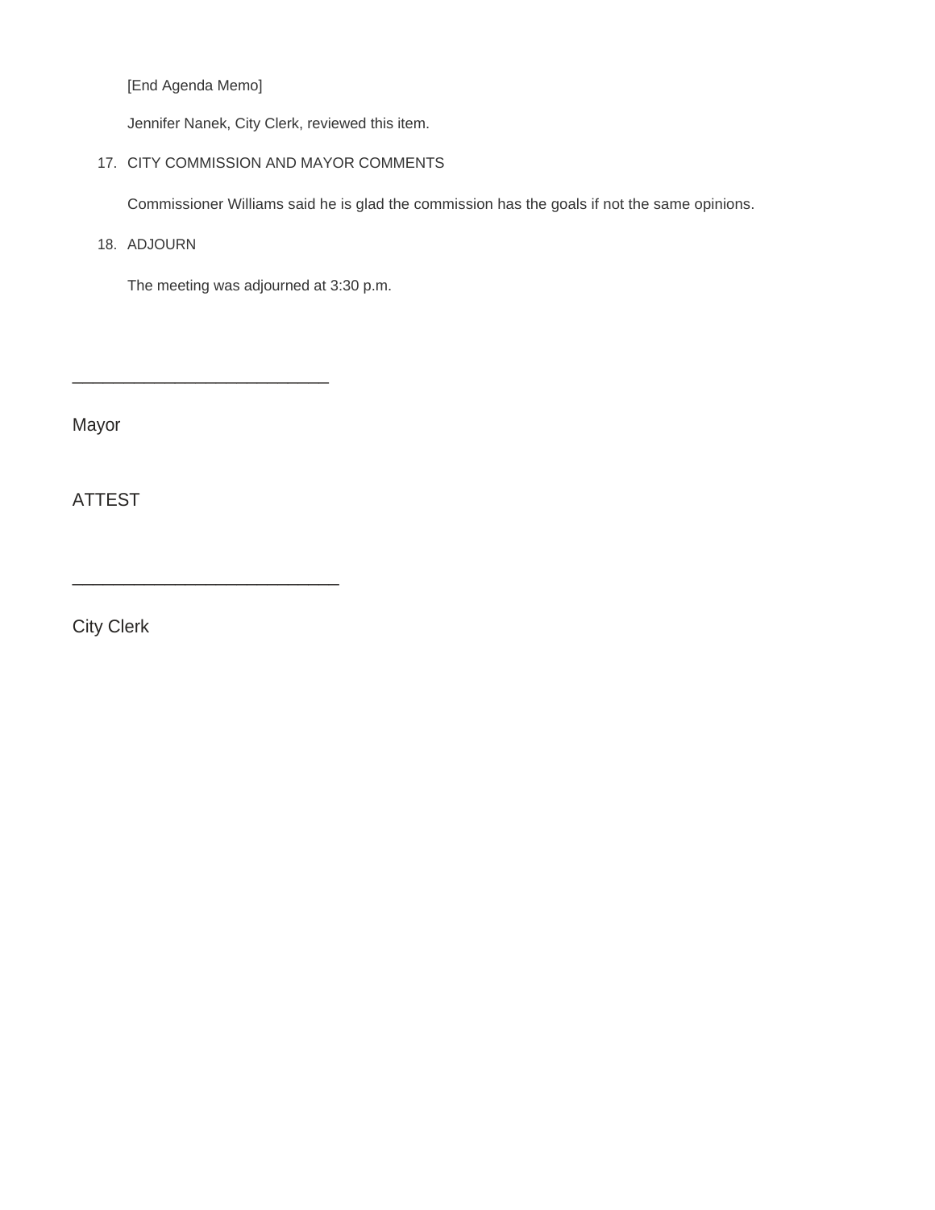[End Agenda Memo]

Jennifer Nanek, City Clerk, reviewed this item.

17. CITY COMMISSION AND MAYOR COMMENTS

Commissioner Williams said he is glad the commission has the goals if not the same opinions.

18. ADJOURN

The meeting was adjourned at 3:30 p.m.

__________________________

Mayor

ATTEST

___________________________

City Clerk